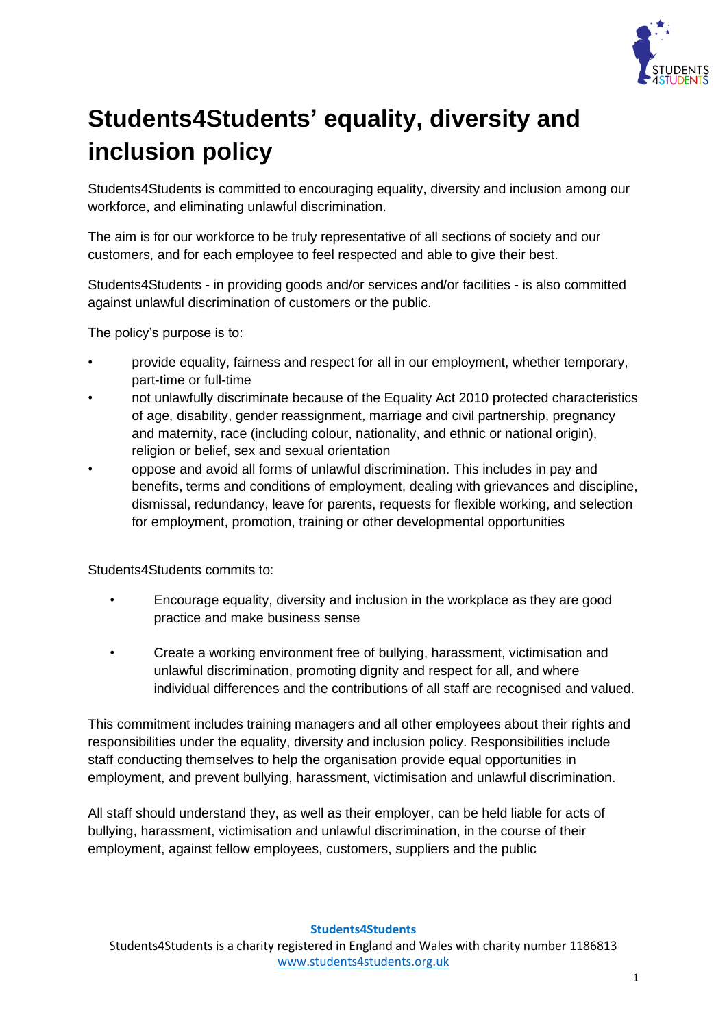# Students4Students' equality, diversity and inclusion policy

Students4Students is committed to encouraging equality, diversity and inclusion among our workforce, and eliminating unlawful discrimination.

The aim is for our workforce to be truly representative of all sections of society and our customers, and for each employee to feel respected and able to give their best.

Students4Students - in providing goods and/or services and/or facilities - is also committed against unlawful discrimination of customers or the public.

The policy's purpose is to:

- provide equality, fairness and respect for all in our employment, whether temporary, part-time or full-time
- not unlawfully discriminate because of the Equality Act 2010 protected characteristics of age, disability, gender reassignment, marriage and civil partnership, pregnancy and maternity, race (including colour, nationality, and ethnic or national origin), religion or belief, sex and sexual orientation
- oppose and avoid all forms of unlawful discrimination. This includes in pay and benefits, terms and conditions of employment, dealing with grievances and discipline, dismissal, redundancy, leave for parents, requests for flexible working, and selection for employment, promotion, training or other developmental opportunities

Students4Students commits to:

- Encourage equality, diversity and inclusion in the workplace as they are good practice and make business sense
- Create a working environment free of bullying, harassment, victimisation and unlawful discrimination, promoting dignity and respect for all, and where individual differences and the contributions of all staff are recognised and valued.

This commitment includes training managers and all other employees about their rights and responsibilities under the equality, diversity and inclusion policy. Responsibilities include staff conducting themselves to help the organisation provide equal opportunities in employment, and prevent bullying, harassment, victimisation and unlawful discrimination.

All staff should understand they, as well as their employer, can be held liable for acts of bullying, harassment, victimisation and unlawful discrimination, in the course of their employment, against fellow employees, customers, suppliers and the public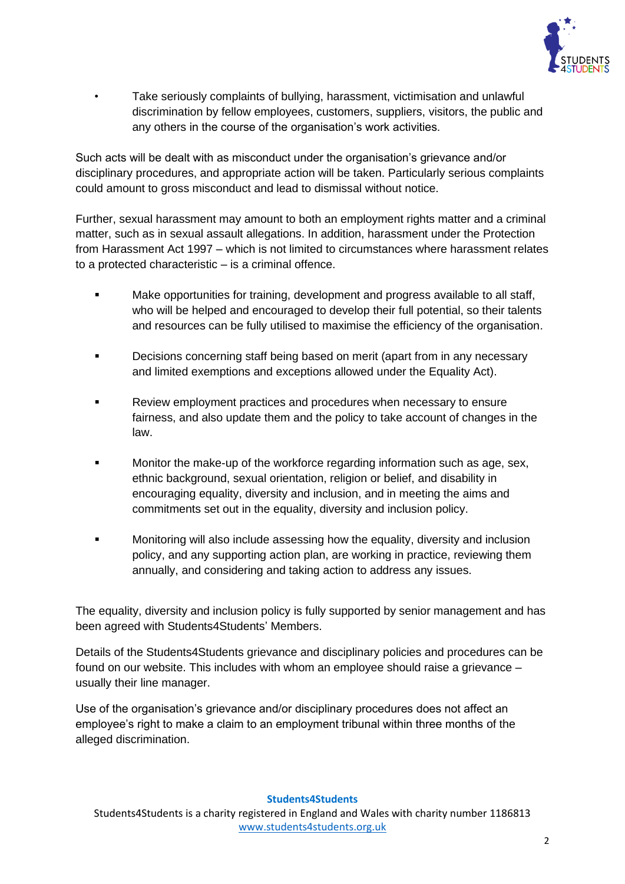- Take seriously complaints of bullying, harassment, victimisation and unlawful discrimination by fellow employees, customers, suppliers, visitors, the public and any others in the course of the organisation's work activities.

Such acts will be dealt with as misconduct under the organisation's grievance and/or disciplinary procedures, and appropriate action will be taken. Particularly serious complaints could amount to gross misconduct and lead to dismissal without notice.

Further, sexual harassment may amount to both an employment rights matter and a criminal matter, such as in sexual assault allegations. In addition, harassment under the Protection from Harassment Act 1997 – which is not limited to circumstances where harassment relates to a protected characteristic – is a criminal offence.

- Make opportunities for training, development and progress available to all staff, who will be helped and encouraged to develop their full potential, so their talents and resources can be fully utilised to maximise the efficiency of the organisation.

- Decisions concerning staff being based on merit (apart from in any necessary and limited exemptions and exceptions allowed under the Equality Act).

- Review employment practices and procedures when necessary to ensure fairness, and also update them and the policy to take account of changes in the law.

- Monitor the make-up of the workforce regarding information such as age, sex, ethnic background, sexual orientation, religion or belief, and disability in encouraging equality, diversity and inclusion, and in meeting the aims and commitments set out in the equality, diversity and inclusion policy.

- Monitoring will also include assessing how the equality, diversity and inclusion policy, and any supporting action plan, are working in practice, reviewing them annually, and considering and taking action to address any issues.

The equality, diversity and inclusion policy is fully supported by senior management and has been agreed with Students4Students' Members.

Details of the Students4Students grievance and disciplinary policies and procedures can be found on our website. This includes with whom an employee should raise a grievance – usually their line manager.

Use of the organisation's grievance and/or disciplinary procedures does not affect an employee's right to make a claim to an employment tribunal within three months of the alleged discrimination.